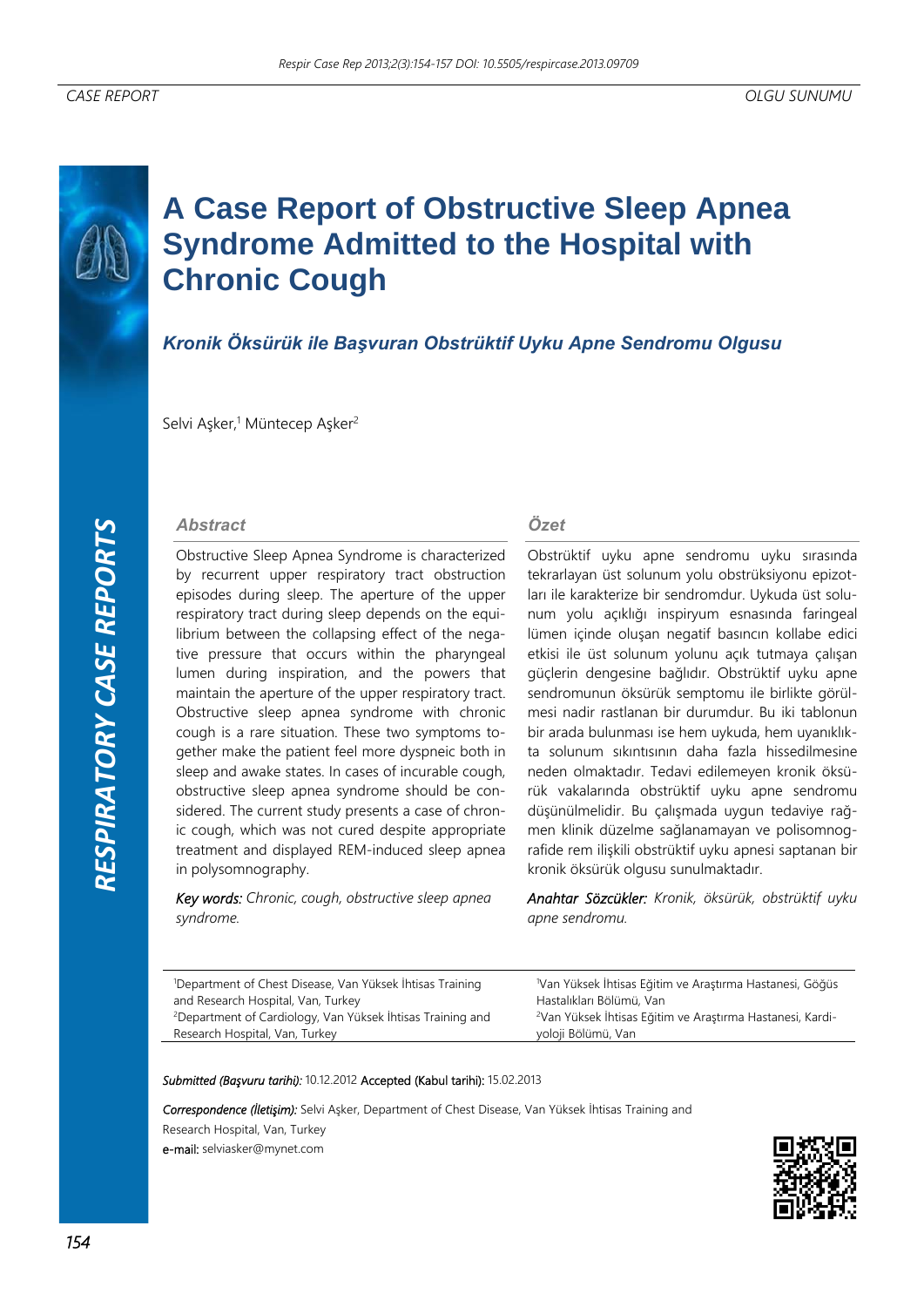CASE REPORT

OLGU SUNUMU

# A Case Report of Obstructive Sleep Apnea Syndrome Admitted to the Hospital with Chronic Cough

## *Kronik Öksürük ile Başvuran Obstrüktif Uyku Apne Sendromu Olgusu*

Selvi Aşker,[1] Müntecep Aşker[2]

### Abstract

Obstructive Sleep Apnea Syndrome is characterized by recurrent upper respiratory tract obstruction episodes during sleep. The aperture of the upper respiratory tract during sleep depends on the equilibrium between the collapsing effect of the negative pressure that occurs within the pharyngeal lumen during inspiration, and the powers that maintain the aperture of the upper respiratory tract. Obstructive sleep apnea syndrome with chronic cough is a rare situation. These two symptoms together make the patient feel more dyspneic both in sleep and awake states. In cases of incurable cough, obstructive sleep apnea syndrome should be considered. The current study presents a case of chronic cough, which was not cured despite appropriate treatment and displayed REM-induced sleep apnea in polysomnography.

*Key words:* *Chronic, cough, obstructive sleep apnea syndrome.*

### Özet

Obstrüktif uyku apne sendromu uyku sırasında tekrarlayan üst solunum yolu obstrüksiyonu epizotları ile karakterize bir sendromdur. Uykuda üst solunum yolu açıklığı inspiryum esnasında faringeal lümen içinde oluşan negatif basıncın kollabe edici etkisi ile üst solunum yolunu açık tutmaya çalışan güçlerin dengesine bağlıdır. Obstrüktif uyku apne sendromunun öksürük semptomu ile birlikte görülmesi nadir rastlanan bir durumdur. Bu iki tablonun bir arada bulunması ise hem uykuda, hem uyanıklıkta solunum sıkıntısının daha fazla hissedilmesine neden olmaktadır. Tedavi edilemeyen kronik öksürük vakalarında obstrüktif uyku apne sendromu düşünülmelidir. Bu çalışmada uygun tedaviye rağmen klinik düzelme sağlanamayan ve polisomnografide rem ilişkili obstrüktif uyku apnesi saptanan bir kronik öksürük olgusu sunulmaktadır.

*Anahtar Sözcükler:* *Kronik, öksürük, obstrüktif uyku apne sendromu.*

[1]Department of Chest Disease, Van Yüksek İhtisas Training and Research Hospital, Van, Turkey
[2]Department of Cardiology, Van Yüksek İhtisas Training and Research Hospital, Van, Turkey

[1]Van Yüksek İhtisas Eğitim ve Araştırma Hastanesi, Göğüs Hastalıkları Bölümü, Van
[2]Van Yüksek İhtisas Eğitim ve Araştırma Hastanesi, Kardiyoloji Bölümü, Van

*Submitted (Başvuru tarihi):* 10.12.2012 Accepted (Kabul tarihi): 15.02.2013

*Correspondence (İletişim):* Selvi Aşker, Department of Chest Disease, Van Yüksek İhtisas Training and Research Hospital, Van, Turkey
e-mail: selviasker@mynet.com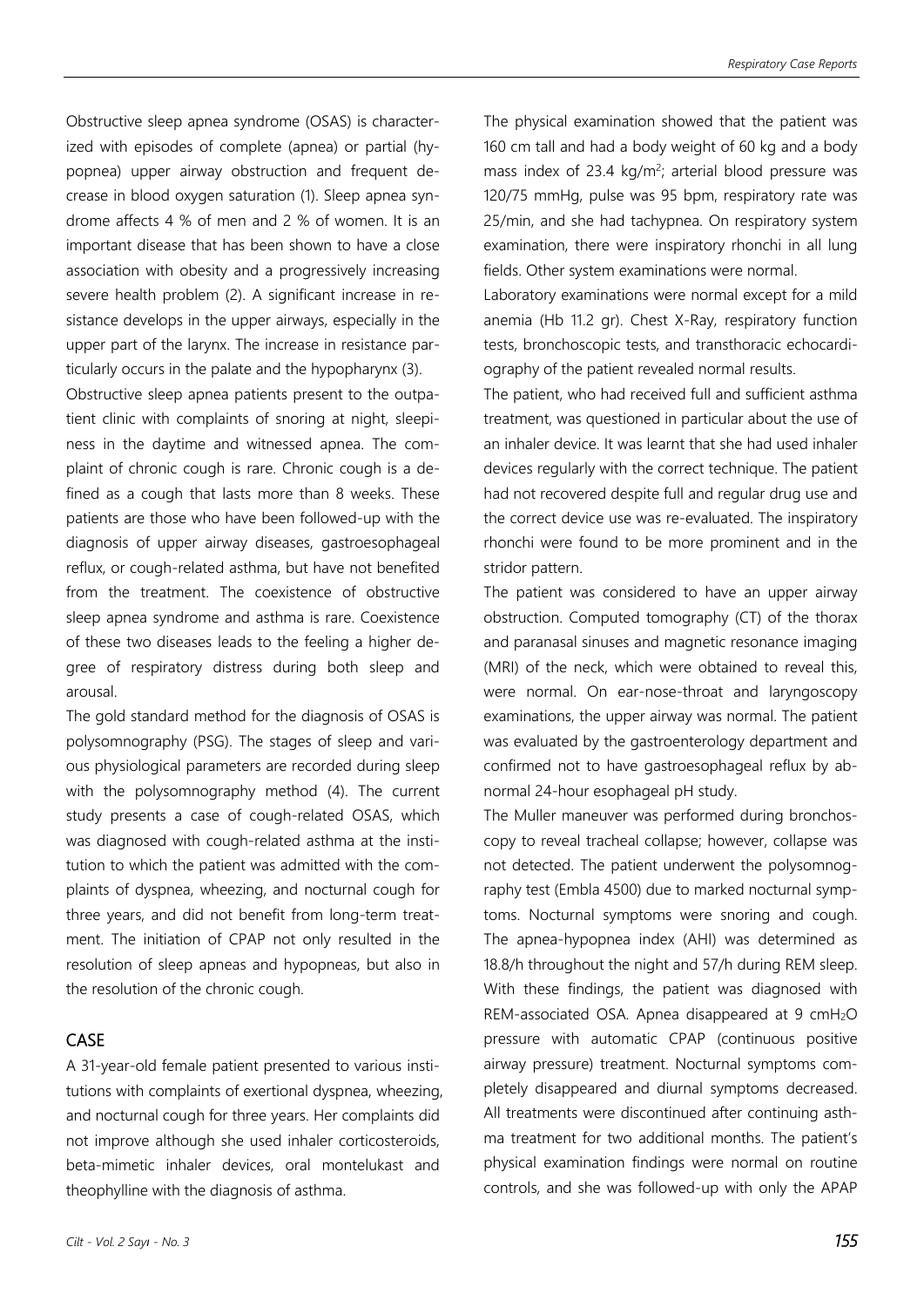Obstructive sleep apnea syndrome (OSAS) is characterized with episodes of complete (apnea) or partial (hypopnea) upper airway obstruction and frequent decrease in blood oxygen saturation (1). Sleep apnea syndrome affects 4 % of men and 2 % of women. It is an important disease that has been shown to have a close association with obesity and a progressively increasing severe health problem (2). A significant increase in resistance develops in the upper airways, especially in the upper part of the larynx. The increase in resistance particularly occurs in the palate and the hypopharynx (3).

Obstructive sleep apnea patients present to the outpatient clinic with complaints of snoring at night, sleepiness in the daytime and witnessed apnea. The complaint of chronic cough is rare. Chronic cough is a defined as a cough that lasts more than 8 weeks. These patients are those who have been followed-up with the diagnosis of upper airway diseases, gastroesophageal reflux, or cough-related asthma, but have not benefited from the treatment. The coexistence of obstructive sleep apnea syndrome and asthma is rare. Coexistence of these two diseases leads to the feeling a higher degree of respiratory distress during both sleep and arousal.

The gold standard method for the diagnosis of OSAS is polysomnography (PSG). The stages of sleep and various physiological parameters are recorded during sleep with the polysomnography method (4). The current study presents a case of cough-related OSAS, which was diagnosed with cough-related asthma at the institution to which the patient was admitted with the complaints of dyspnea, wheezing, and nocturnal cough for three years, and did not benefit from long-term treatment. The initiation of CPAP not only resulted in the resolution of sleep apneas and hypopneas, but also in the resolution of the chronic cough.

## CASE

A 31-year-old female patient presented to various institutions with complaints of exertional dyspnea, wheezing, and nocturnal cough for three years. Her complaints did not improve although she used inhaler corticosteroids, beta-mimetic inhaler devices, oral montelukast and theophylline with the diagnosis of asthma.

The physical examination showed that the patient was 160 cm tall and had a body weight of 60 kg and a body mass index of 23.4 kg/m$^2$; arterial blood pressure was 120/75 mmHg, pulse was 95 bpm, respiratory rate was 25/min, and she had tachypnea. On respiratory system examination, there were inspiratory rhonchi in all lung fields. Other system examinations were normal.

Laboratory examinations were normal except for a mild anemia (Hb 11.2 gr). Chest X-Ray, respiratory function tests, bronchoscopic tests, and transthoracic echocardiography of the patient revealed normal results.

The patient, who had received full and sufficient asthma treatment, was questioned in particular about the use of an inhaler device. It was learnt that she had used inhaler devices regularly with the correct technique. The patient had not recovered despite full and regular drug use and the correct device use was re-evaluated. The inspiratory rhonchi were found to be more prominent and in the stridor pattern.

The patient was considered to have an upper airway obstruction. Computed tomography (CT) of the thorax and paranasal sinuses and magnetic resonance imaging (MRI) of the neck, which were obtained to reveal this, were normal. On ear-nose-throat and laryngoscopy examinations, the upper airway was normal. The patient was evaluated by the gastroenterology department and confirmed not to have gastroesophageal reflux by abnormal 24-hour esophageal pH study.

The Muller maneuver was performed during bronchoscopy to reveal tracheal collapse; however, collapse was not detected. The patient underwent the polysomnography test (Embla 4500) due to marked nocturnal symptoms. Nocturnal symptoms were snoring and cough. The apnea-hypopnea index (AHI) was determined as 18.8/h throughout the night and 57/h during REM sleep. With these findings, the patient was diagnosed with REM-associated OSA. Apnea disappeared at 9 cm$H_2O$ pressure with automatic CPAP (continuous positive airway pressure) treatment. Nocturnal symptoms completely disappeared and diurnal symptoms decreased. All treatments were discontinued after continuing asthma treatment for two additional months. The patient's physical examination findings were normal on routine controls, and she was followed-up with only the APAP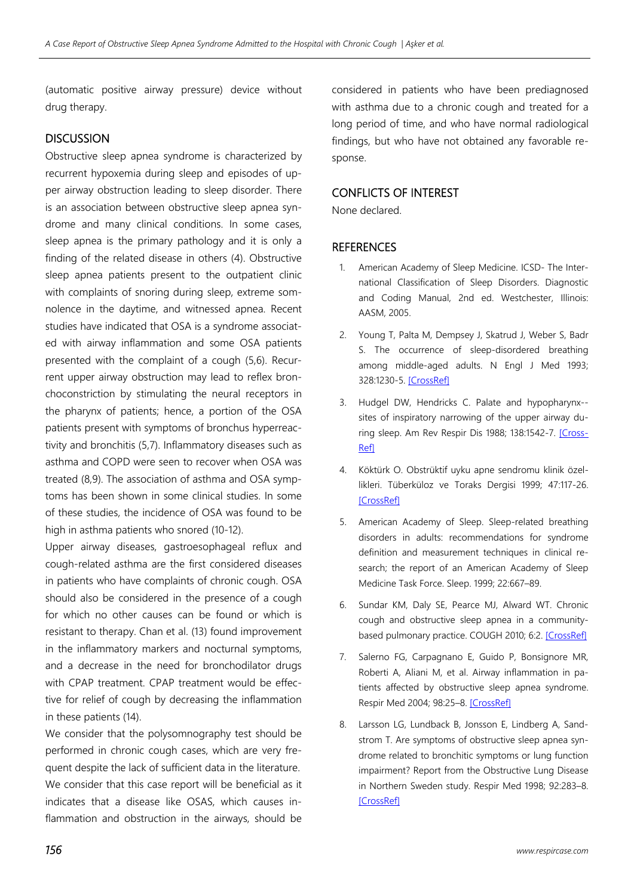(automatic positive airway pressure) device without drug therapy.

## DISCUSSION

Obstructive sleep apnea syndrome is characterized by recurrent hypoxemia during sleep and episodes of upper airway obstruction leading to sleep disorder. There is an association between obstructive sleep apnea syndrome and many clinical conditions. In some cases, sleep apnea is the primary pathology and it is only a finding of the related disease in others (4). Obstructive sleep apnea patients present to the outpatient clinic with complaints of snoring during sleep, extreme somnolence in the daytime, and witnessed apnea. Recent studies have indicated that OSA is a syndrome associated with airway inflammation and some OSA patients presented with the complaint of a cough (5,6). Recurrent upper airway obstruction may lead to reflex bronchoconstriction by stimulating the neural receptors in the pharynx of patients; hence, a portion of the OSA patients present with symptoms of bronchus hyperreactivity and bronchitis (5,7). Inflammatory diseases such as asthma and COPD were seen to recover when OSA was treated (8,9). The association of asthma and OSA symptoms has been shown in some clinical studies. In some of these studies, the incidence of OSA was found to be high in asthma patients who snored (10-12).

Upper airway diseases, gastroesophageal reflux and cough-related asthma are the first considered diseases in patients who have complaints of chronic cough. OSA should also be considered in the presence of a cough for which no other causes can be found or which is resistant to therapy. Chan et al. (13) found improvement in the inflammatory markers and nocturnal symptoms, and a decrease in the need for bronchodilator drugs with CPAP treatment. CPAP treatment would be effective for relief of cough by decreasing the inflammation in these patients (14).

We consider that the polysomnography test should be performed in chronic cough cases, which are very frequent despite the lack of sufficient data in the literature. We consider that this case report will be beneficial as it indicates that a disease like OSAS, which causes inflammation and obstruction in the airways, should be considered in patients who have been prediagnosed with asthma due to a chronic cough and treated for a long period of time, and who have normal radiological findings, but who have not obtained any favorable response.

## CONFLICTS OF INTEREST

None declared.

## REFERENCES

1. American Academy of Sleep Medicine. ICSD- The International Classification of Sleep Disorders. Diagnostic and Coding Manual, 2nd ed. Westchester, Illinois: AASM, 2005.
2. Young T, Palta M, Dempsey J, Skatrud J, Weber S, Badr S. The occurrence of sleep-disordered breathing among middle-aged adults. N Engl J Med 1993; 328:1230-5. [CrossRef]
3. Hudgel DW, Hendricks C. Palate and hypopharynx--sites of inspiratory narrowing of the upper airway during sleep. Am Rev Respir Dis 1988; 138:1542-7. [CrossRef]
4. Köktürk O. Obstrüktif uyku apne sendromu klinik özellikleri. Tüberküloz ve Toraks Dergisi 1999; 47:117-26. [CrossRef]
5. American Academy of Sleep. Sleep-related breathing disorders in adults: recommendations for syndrome definition and measurement techniques in clinical research; the report of an American Academy of Sleep Medicine Task Force. Sleep. 1999; 22:667–89.
6. Sundar KM, Daly SE, Pearce MJ, Alward WT. Chronic cough and obstructive sleep apnea in a community-based pulmonary practice. COUGH 2010; 6:2. [CrossRef]
7. Salerno FG, Carpagnano E, Guido P, Bonsignore MR, Roberti A, Aliani M, et al. Airway inflammation in patients affected by obstructive sleep apnea syndrome. Respir Med 2004; 98:25–8. [CrossRef]
8. Larsson LG, Lundback B, Jonsson E, Lindberg A, Sandstrom T. Are symptoms of obstructive sleep apnea syndrome related to bronchitic symptoms or lung function impairment? Report from the Obstructive Lung Disease in Northern Sweden study. Respir Med 1998; 92:283–8. [CrossRef]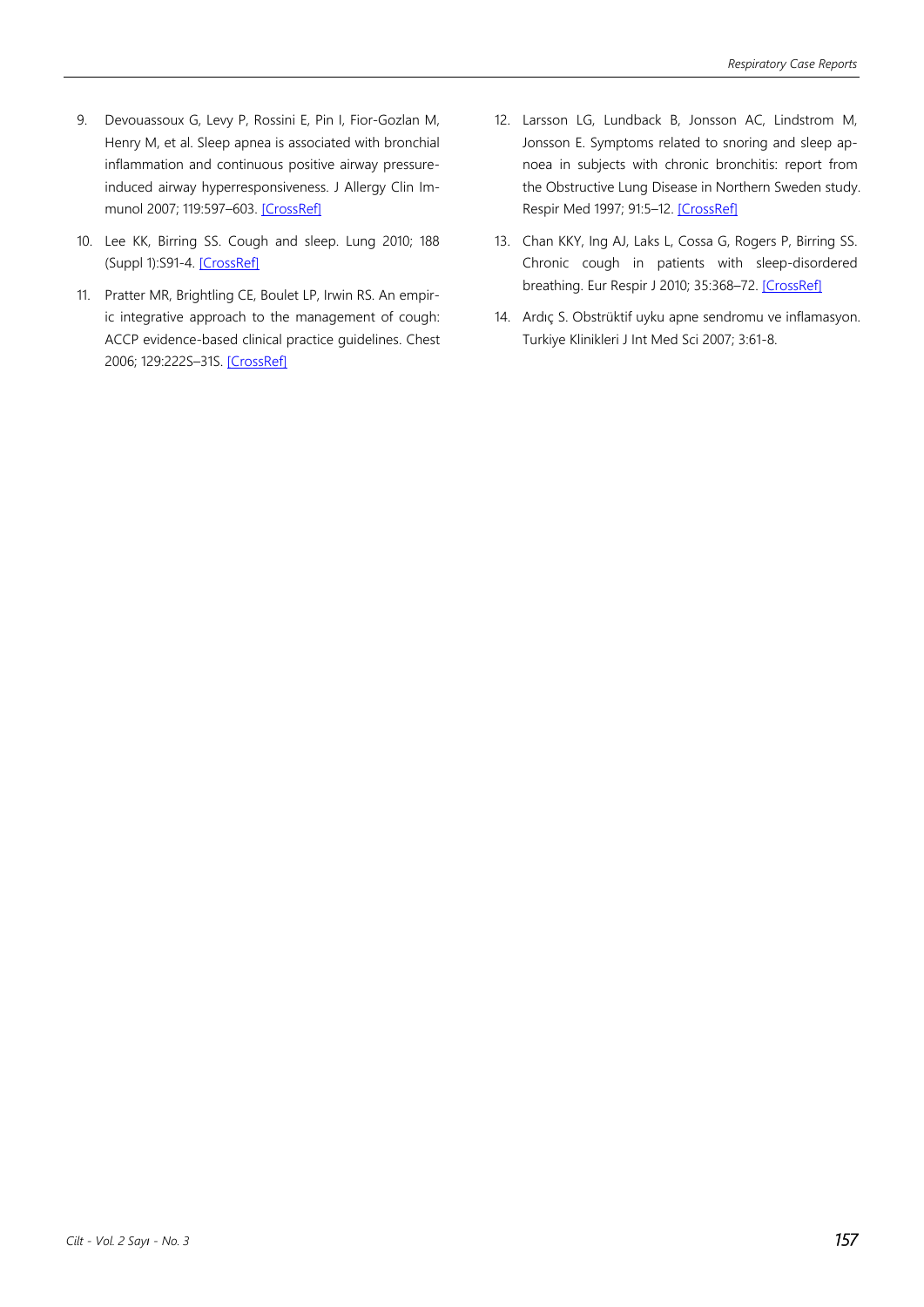9. Devouassoux G, Levy P, Rossini E, Pin I, Fior-Gozlan M, Henry M, et al. Sleep apnea is associated with bronchial inflammation and continuous positive airway pressure-induced airway hyperresponsiveness. J Allergy Clin Immunol 2007; 119:597–603. [CrossRef]

10. Lee KK, Birring SS. Cough and sleep. Lung 2010; 188 (Suppl 1):S91-4. [CrossRef]

11. Pratter MR, Brightling CE, Boulet LP, Irwin RS. An empiric integrative approach to the management of cough: ACCP evidence-based clinical practice guidelines. Chest 2006; 129:222S–31S. [CrossRef]

12. Larsson LG, Lundback B, Jonsson AC, Lindstrom M, Jonsson E. Symptoms related to snoring and sleep apnoea in subjects with chronic bronchitis: report from the Obstructive Lung Disease in Northern Sweden study. Respir Med 1997; 91:5–12. [CrossRef]

13. Chan KKY, Ing AJ, Laks L, Cossa G, Rogers P, Birring SS. Chronic cough in patients with sleep-disordered breathing. Eur Respir J 2010; 35:368–72. [CrossRef]

14. Ardıç S. Obstrüktif uyku apne sendromu ve inflamasyon. Turkiye Klinikleri J Int Med Sci 2007; 3:61-8.